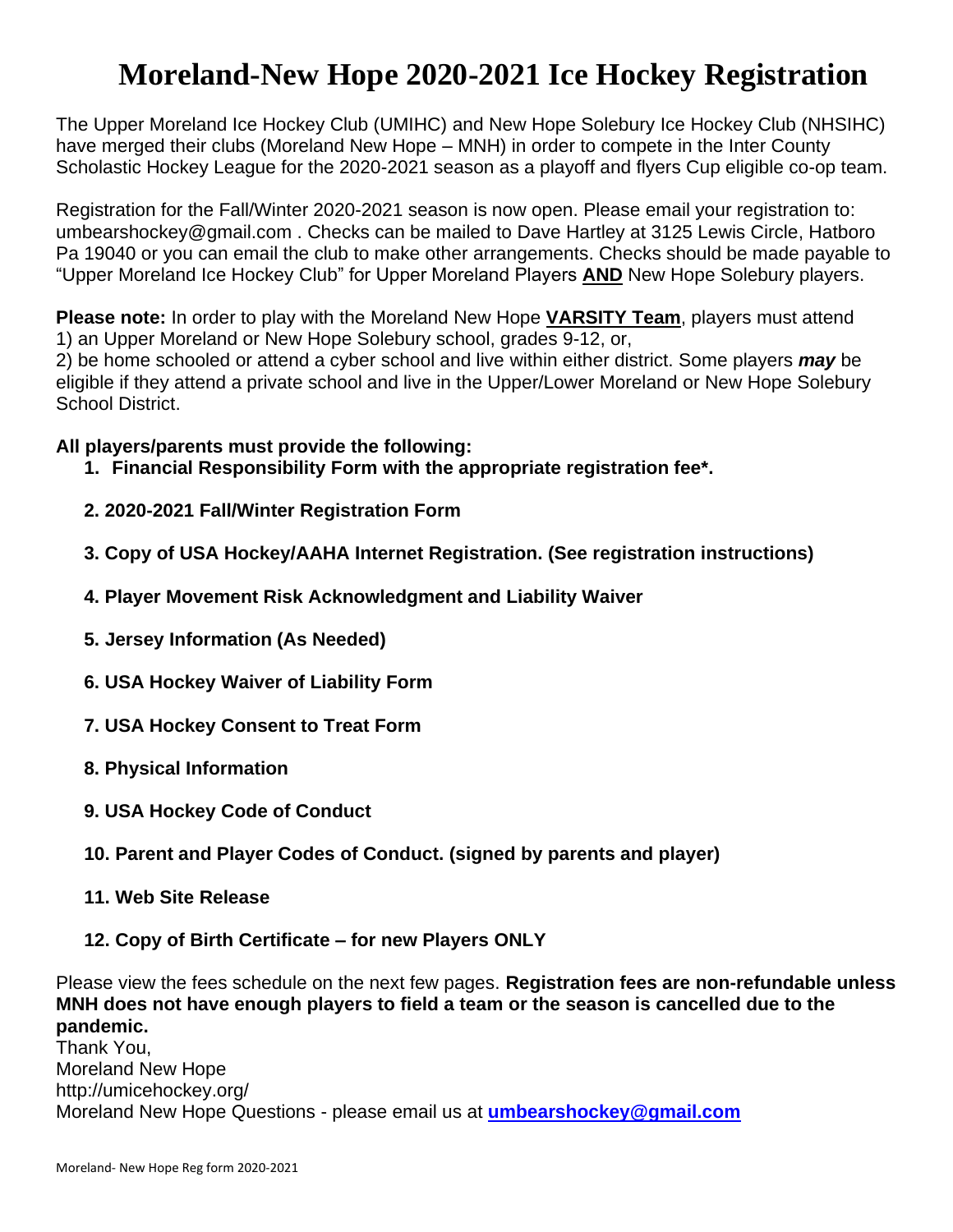# Moreland-New Hope 2020-2021 Ice Hockey Registration

The Upper Moreland Ice Hockey Club (UMIHC) and New Hope Solebury Ice Hockey Club (NHSIHC) have merged their clubs (Moreland New Hope – MNH) in order to compete in the Inter County Scholastic Hockey League for the 2020-2021 season as a playoff and flyers Cup eligible co-op team.

Registration for the Fall/Winter 2020-2021 season is now open. Please email your registration to: umbearshockey@gmail.com . Checks can be mailed to Dave Hartley at 3125 Lewis Circle, Hatboro Pa 19040 or you can email the club to make other arrangements. Checks should be made payable to "Upper Moreland Ice Hockey Club" for Upper Moreland Players **AND** New Hope Solebury players.

**Please note:** In order to play with the Moreland New Hope **VARSITY Team**, players must attend
1) an Upper Moreland or New Hope Solebury school, grades 9-12, or,
2) be home schooled or attend a cyber school and live within either district. Some players ***may*** be eligible if they attend a private school and live in the Upper/Lower Moreland or New Hope Solebury School District.

**All players/parents must provide the following:**

1. **Financial Responsibility Form with the appropriate registration fee*.**
2. **2020-2021 Fall/Winter Registration Form**
3. **Copy of USA Hockey/AAHA Internet Registration. (See registration instructions)**
4. **Player Movement Risk Acknowledgment and Liability Waiver**
5. **Jersey Information (As Needed)**
6. **USA Hockey Waiver of Liability Form**
7. **USA Hockey Consent to Treat Form**
8. **Physical Information**
9. **USA Hockey Code of Conduct**
10. **Parent and Player Codes of Conduct. (signed by parents and player)**
11. **Web Site Release**
12. **Copy of Birth Certificate – for new Players ONLY**

Please view the fees schedule on the next few pages. **Registration fees are non-refundable unless MNH does not have enough players to field a team or the season is cancelled due to the pandemic.**

Thank You,
Moreland New Hope
http://umicehockey.org/
Moreland New Hope Questions - please email us at **umbearshockey@gmail.com**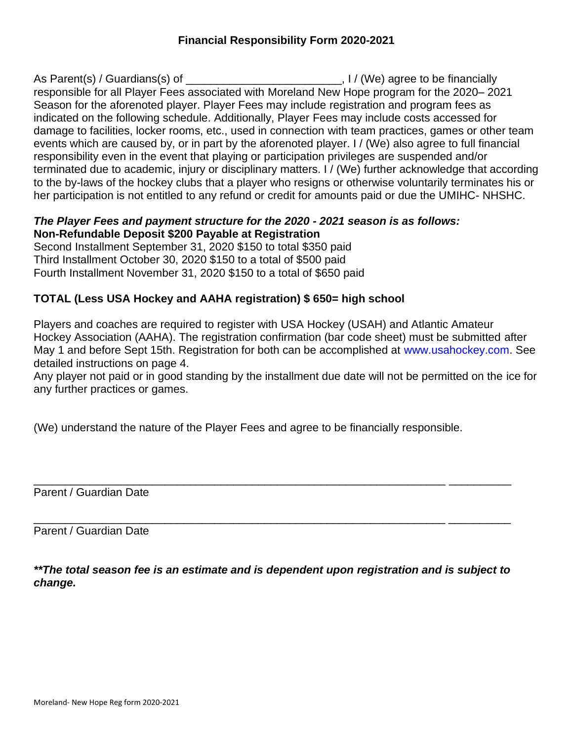## Financial Responsibility Form 2020-2021

As Parent(s) / Guardians(s) of ________________________, I / (We) agree to be financially responsible for all Player Fees associated with Moreland New Hope program for the 2020– 2021 Season for the aforenoted player. Player Fees may include registration and program fees as indicated on the following schedule. Additionally, Player Fees may include costs accessed for damage to facilities, locker rooms, etc., used in connection with team practices, games or other team events which are caused by, or in part by the aforenoted player. I / (We) also agree to full financial responsibility even in the event that playing or participation privileges are suspended and/or terminated due to academic, injury or disciplinary matters. I / (We) further acknowledge that according to the by-laws of the hockey clubs that a player who resigns or otherwise voluntarily terminates his or her participation is not entitled to any refund or credit for amounts paid or due the UMIHC- NHSHC.

***The Player Fees and payment structure for the 2020 - 2021 season is as follows:***
**Non-Refundable Deposit $200 Payable at Registration**
Second Installment September 31, 2020 $150 to total $350 paid
Third Installment October 30, 2020 $150 to a total of $500 paid
Fourth Installment November 31, 2020 $150 to a total of $650 paid

**TOTAL (Less USA Hockey and AAHA registration) $ 650= high school**

Players and coaches are required to register with USA Hockey (USAH) and Atlantic Amateur Hockey Association (AAHA). The registration confirmation (bar code sheet) must be submitted after May 1 and before Sept 15th. Registration for both can be accomplished at www.usahockey.com. See detailed instructions on page 4.
Any player not paid or in good standing by the installment due date will not be permitted on the ice for any further practices or games.

(We) understand the nature of the Player Fees and agree to be financially responsible.

_____________________________________________________________ __________
Parent / Guardian Date

_____________________________________________________________ __________
Parent / Guardian Date

***\*\*The total season fee is an estimate and is dependent upon registration and is subject to change.***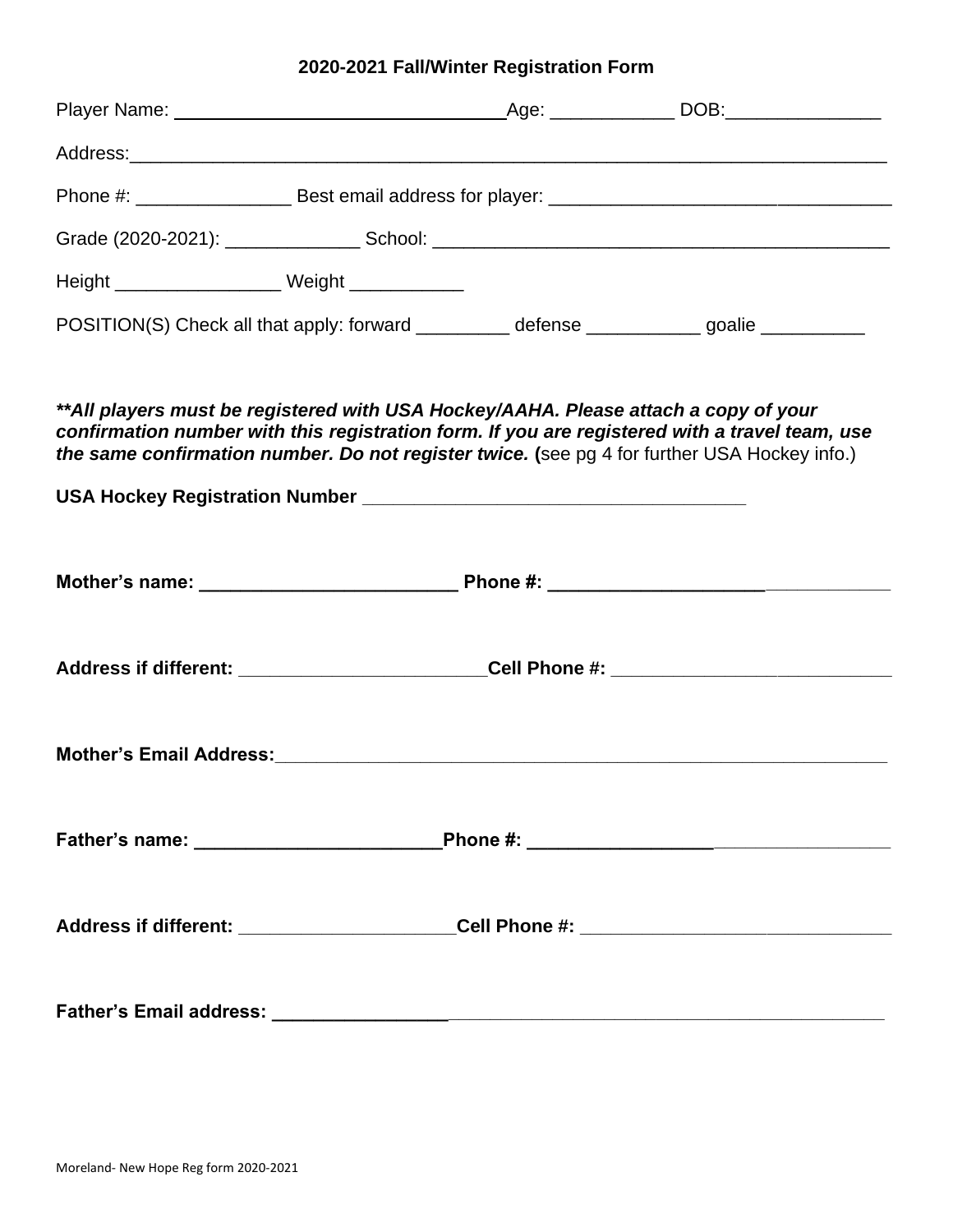## 2020-2021 Fall/Winter Registration Form

Player Name: ________________________________ Age: ____________ DOB: _______________

Address: ____________________________________________________________________________

Phone #: _______________ Best email address for player: _________________________________

Grade (2020-2021): _____________ School: ___________________________________________

Height ________________ Weight ___________

POSITION(S) Check all that apply: forward _________ defense ___________ goalie __________

***\*\*All players must be registered with USA Hockey/AAHA. Please attach a copy of your confirmation number with this registration form. If you are registered with a travel team, use the same confirmation number. Do not register twice.*** **(**see pg 4 for further USA Hockey info.)

**USA Hockey Registration Number** _____________________________________

**Mother's name: _________________________ Phone #: _________________________________**

**Address if different:** ________________________ **Cell Phone #:** ___________________________

**Mother's Email Address:** _____________________________________________________________

**Father's name: ________________________ Phone #: __________________________________**

**Address if different:** _____________________ **Cell Phone #:** ______________________________

**Father's Email address: _________________** ___________________________________________

Moreland- New Hope Reg form 2020-2021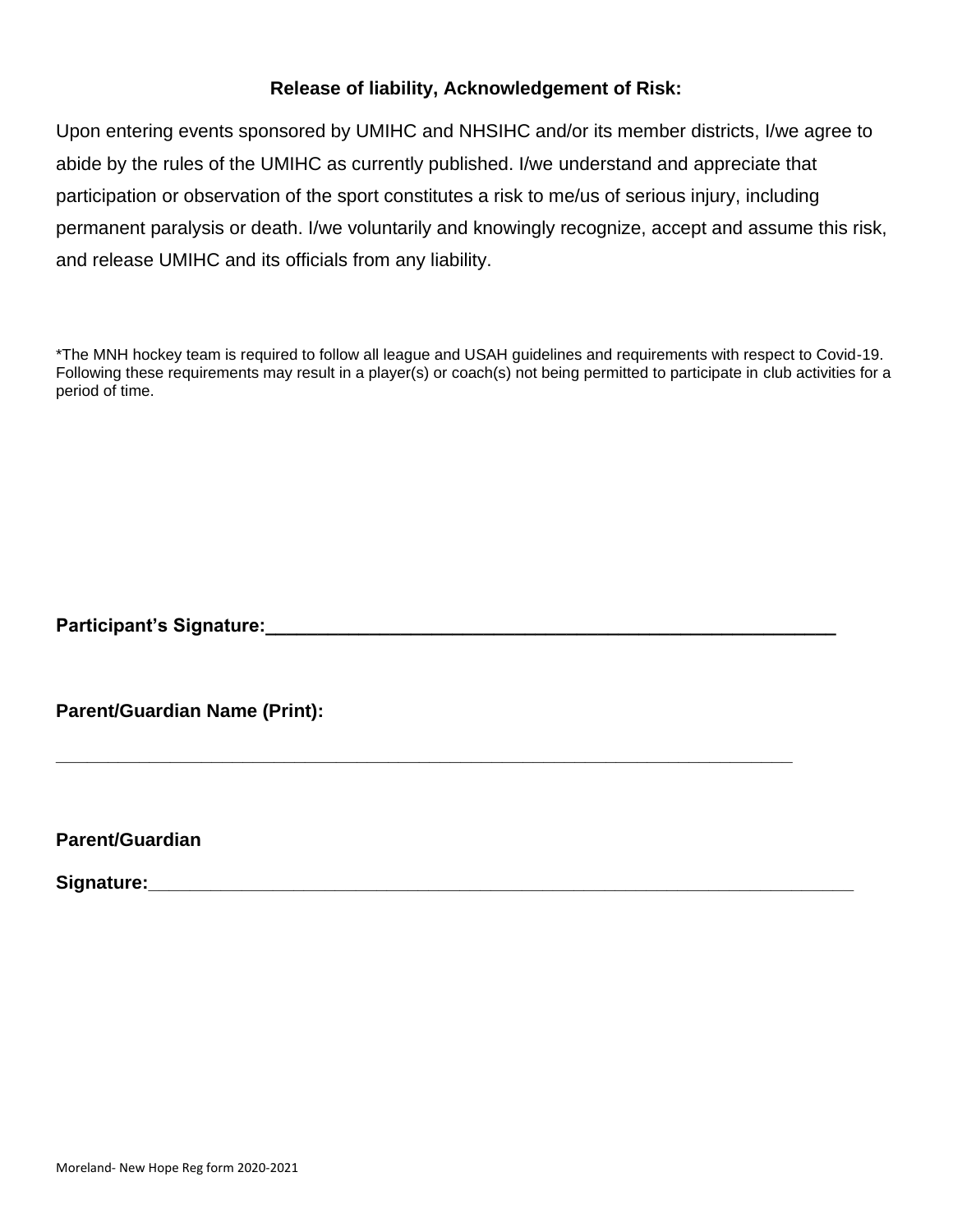**Release of liability, Acknowledgement of Risk:**

Upon entering events sponsored by UMIHC and NHSIHC and/or its member districts, I/we agree to abide by the rules of the UMIHC as currently published. I/we understand and appreciate that participation or observation of the sport constitutes a risk to me/us of serious injury, including permanent paralysis or death. I/we voluntarily and knowingly recognize, accept and assume this risk, and release UMIHC and its officials from any liability.

*The MNH hockey team is required to follow all league and USAH guidelines and requirements with respect to Covid-19. Following these requirements may result in a player(s) or coach(s) not being permitted to participate in club activities for a period of time.

**Participant's Signature:**\_\_\_\_\_\_\_\_\_\_\_\_\_\_\_\_\_\_\_\_\_\_\_\_\_\_\_\_\_\_\_\_\_\_\_\_\_\_\_\_\_\_\_\_\_\_\_\_\_\_\_\_\_\_

**Parent/Guardian Name (Print):**

\_\_\_\_\_\_\_\_\_\_\_\_\_\_\_\_\_\_\_\_\_\_\_\_\_\_\_\_\_\_\_\_\_\_\_\_\_\_\_\_\_\_\_\_\_\_\_\_\_\_\_\_\_\_\_\_\_\_\_\_\_\_\_\_\_\_\_\_\_\_\_\_

**Parent/Guardian**

**Signature:**\_\_\_\_\_\_\_\_\_\_\_\_\_\_\_\_\_\_\_\_\_\_\_\_\_\_\_\_\_\_\_\_\_\_\_\_\_\_\_\_\_\_\_\_\_\_\_\_\_\_\_\_\_\_\_\_\_\_\_\_\_\_\_\_\_\_\_\_\_\_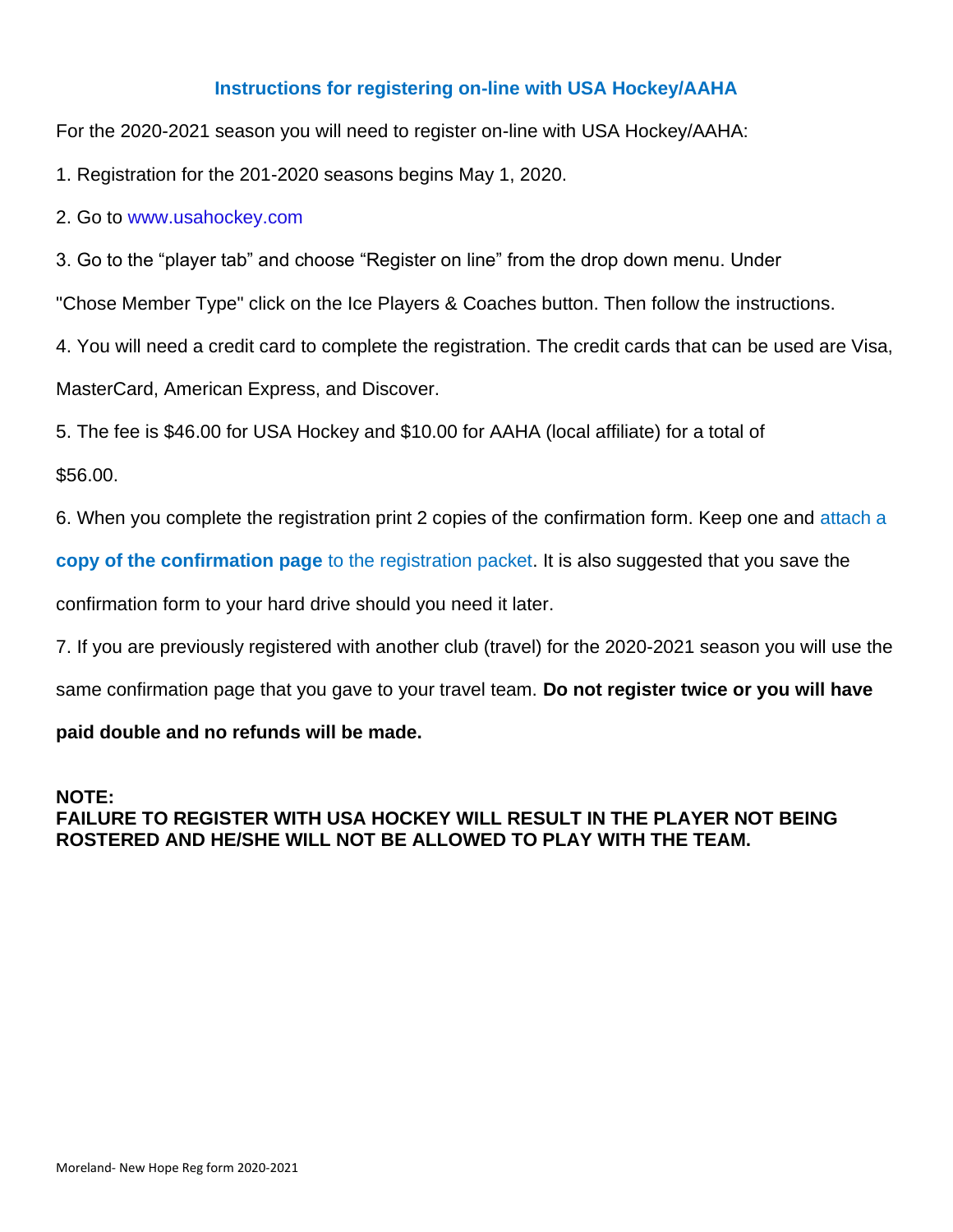## Instructions for registering on-line with USA Hockey/AAHA

For the 2020-2021 season you will need to register on-line with USA Hockey/AAHA:

1. Registration for the 201-2020 seasons begins May 1, 2020.
2. Go to www.usahockey.com
3. Go to the “player tab” and choose “Register on line” from the drop down menu. Under "Chose Member Type" click on the Ice Players & Coaches button. Then follow the instructions.
4. You will need a credit card to complete the registration. The credit cards that can be used are Visa, MasterCard, American Express, and Discover.
5. The fee is $46.00 for USA Hockey and $10.00 for AAHA (local affiliate) for a total of $56.00.
6. When you complete the registration print 2 copies of the confirmation form. Keep one and attach a **copy of the confirmation page** to the registration packet. It is also suggested that you save the confirmation form to your hard drive should you need it later.
7. If you are previously registered with another club (travel) for the 2020-2021 season you will use the same confirmation page that you gave to your travel team. **Do not register twice or you will have paid double and no refunds will be made.**

**NOTE:**
**FAILURE TO REGISTER WITH USA HOCKEY WILL RESULT IN THE PLAYER NOT BEING ROSTERED AND HE/SHE WILL NOT BE ALLOWED TO PLAY WITH THE TEAM.**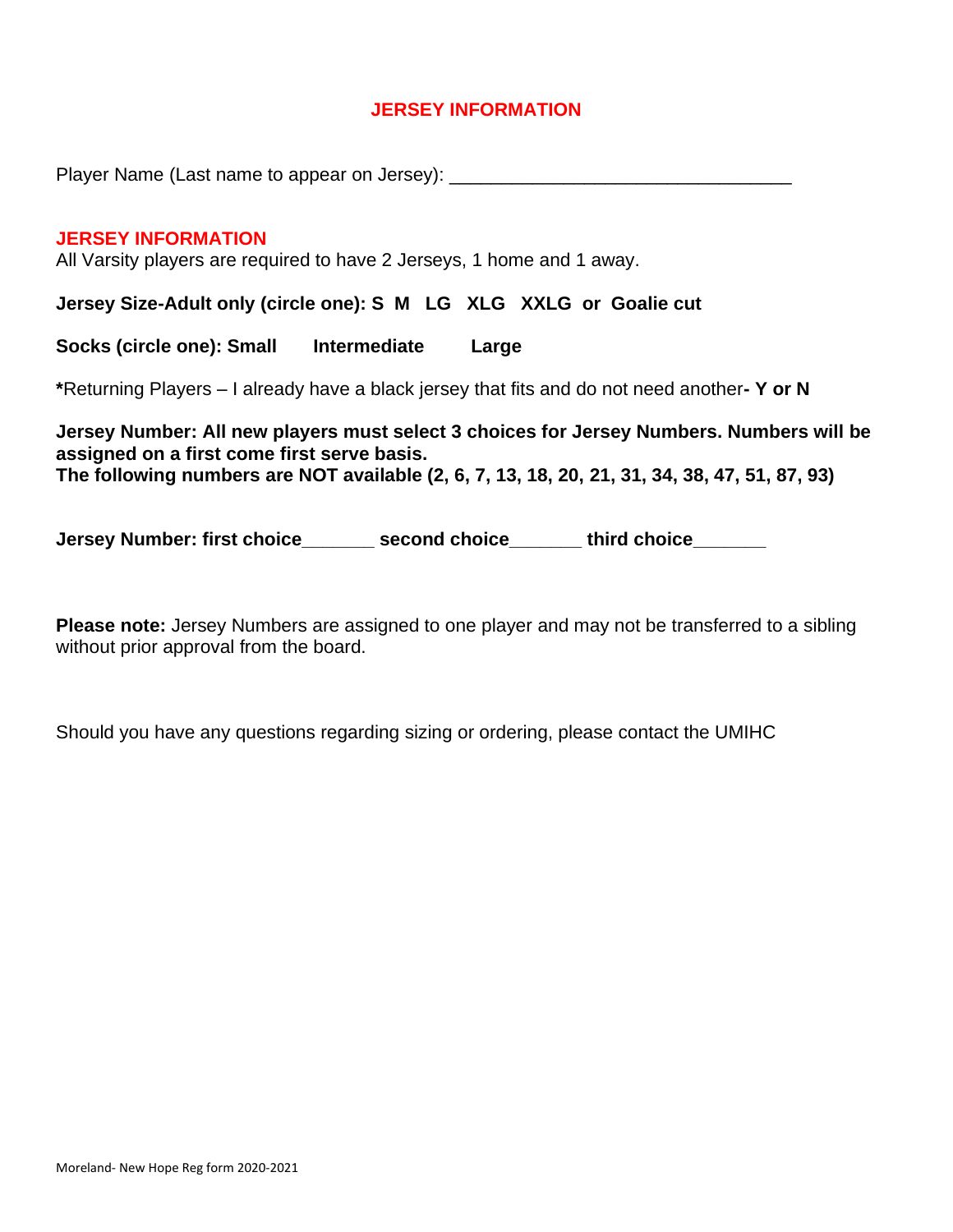# JERSEY INFORMATION

Player Name (Last name to appear on Jersey): ________________________________

## JERSEY INFORMATION

All Varsity players are required to have 2 Jerseys, 1 home and 1 away.

**Jersey Size-Adult only (circle one): S M LG XLG XXLG or Goalie cut**

**Socks (circle one): Small Intermediate Large**

**\***Returning Players – I already have a black jersey that fits and do not need another**- Y or N**

**Jersey Number: All new players must select 3 choices for Jersey Numbers. Numbers will be assigned on a first come first serve basis.**
**The following numbers are NOT available (2, 6, 7, 13, 18, 20, 21, 31, 34, 38, 47, 51, 87, 93)**

**Jersey Number: first choice_______ second choice_______ third choice_______**

**Please note:** Jersey Numbers are assigned to one player and may not be transferred to a sibling without prior approval from the board.

Should you have any questions regarding sizing or ordering, please contact the UMIHC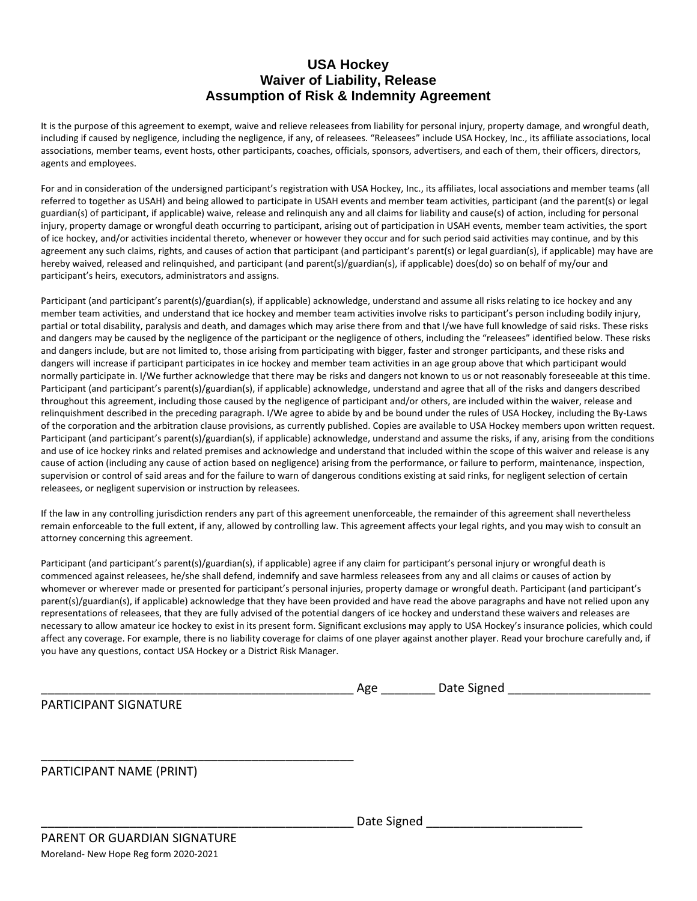# USA Hockey
# Waiver of Liability, Release
# Assumption of Risk & Indemnity Agreement

It is the purpose of this agreement to exempt, waive and relieve releasees from liability for personal injury, property damage, and wrongful death, including if caused by negligence, including the negligence, if any, of releasees. "Releasees" include USA Hockey, Inc., its affiliate associations, local associations, member teams, event hosts, other participants, coaches, officials, sponsors, advertisers, and each of them, their officers, directors, agents and employees.

For and in consideration of the undersigned participant's registration with USA Hockey, Inc., its affiliates, local associations and member teams (all referred to together as USAH) and being allowed to participate in USAH events and member team activities, participant (and the parent(s) or legal guardian(s) of participant, if applicable) waive, release and relinquish any and all claims for liability and cause(s) of action, including for personal injury, property damage or wrongful death occurring to participant, arising out of participation in USAH events, member team activities, the sport of ice hockey, and/or activities incidental thereto, whenever or however they occur and for such period said activities may continue, and by this agreement any such claims, rights, and causes of action that participant (and participant's parent(s) or legal guardian(s), if applicable) may have are hereby waived, released and relinquished, and participant (and parent(s)/guardian(s), if applicable) does(do) so on behalf of my/our and participant's heirs, executors, administrators and assigns.

Participant (and participant's parent(s)/guardian(s), if applicable) acknowledge, understand and assume all risks relating to ice hockey and any member team activities, and understand that ice hockey and member team activities involve risks to participant's person including bodily injury, partial or total disability, paralysis and death, and damages which may arise there from and that I/we have full knowledge of said risks. These risks and dangers may be caused by the negligence of the participant or the negligence of others, including the "releasees" identified below. These risks and dangers include, but are not limited to, those arising from participating with bigger, faster and stronger participants, and these risks and dangers will increase if participant participates in ice hockey and member team activities in an age group above that which participant would normally participate in. I/We further acknowledge that there may be risks and dangers not known to us or not reasonably foreseeable at this time. Participant (and participant's parent(s)/guardian(s), if applicable) acknowledge, understand and agree that all of the risks and dangers described throughout this agreement, including those caused by the negligence of participant and/or others, are included within the waiver, release and relinquishment described in the preceding paragraph. I/We agree to abide by and be bound under the rules of USA Hockey, including the By-Laws of the corporation and the arbitration clause provisions, as currently published. Copies are available to USA Hockey members upon written request. Participant (and participant's parent(s)/guardian(s), if applicable) acknowledge, understand and assume the risks, if any, arising from the conditions and use of ice hockey rinks and related premises and acknowledge and understand that included within the scope of this waiver and release is any cause of action (including any cause of action based on negligence) arising from the performance, or failure to perform, maintenance, inspection, supervision or control of said areas and for the failure to warn of dangerous conditions existing at said rinks, for negligent selection of certain releasees, or negligent supervision or instruction by releasees.

If the law in any controlling jurisdiction renders any part of this agreement unenforceable, the remainder of this agreement shall nevertheless remain enforceable to the full extent, if any, allowed by controlling law. This agreement affects your legal rights, and you may wish to consult an attorney concerning this agreement.

Participant (and participant's parent(s)/guardian(s), if applicable) agree if any claim for participant's personal injury or wrongful death is commenced against releasees, he/she shall defend, indemnify and save harmless releasees from any and all claims or causes of action by whomever or wherever made or presented for participant's personal injuries, property damage or wrongful death. Participant (and participant's parent(s)/guardian(s), if applicable) acknowledge that they have been provided and have read the above paragraphs and have not relied upon any representations of releasees, that they are fully advised of the potential dangers of ice hockey and understand these waivers and releases are necessary to allow amateur ice hockey to exist in its present form. Significant exclusions may apply to USA Hockey's insurance policies, which could affect any coverage. For example, there is no liability coverage for claims of one player against another player. Read your brochure carefully and, if you have any questions, contact USA Hockey or a District Risk Manager.

_________________________________________________ Age ________ Date Signed _____________________

PARTICIPANT SIGNATURE

_________________________________________________

PARTICIPANT NAME (PRINT)

_________________________________________________ Date Signed _______________________

PARENT OR GUARDIAN SIGNATURE

Moreland- New Hope Reg form 2020-2021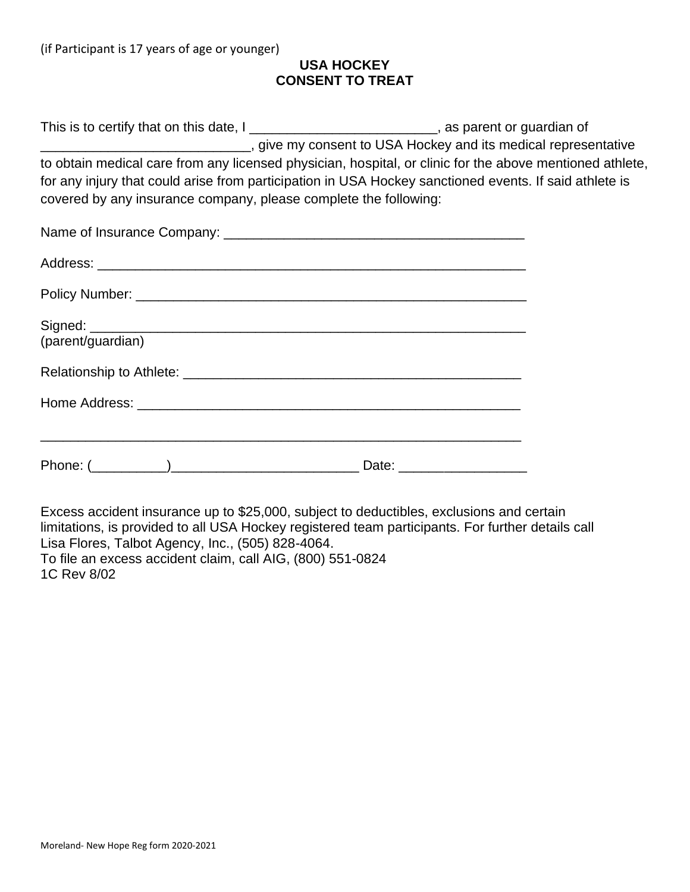(if Participant is 17 years of age or younger)

**USA HOCKEY**
**CONSENT TO TREAT**

This is to certify that on this date, I _________________________, as parent or guardian of ____________________________, give my consent to USA Hockey and its medical representative to obtain medical care from any licensed physician, hospital, or clinic for the above mentioned athlete, for any injury that could arise from participation in USA Hockey sanctioned events. If said athlete is covered by any insurance company, please complete the following:

Name of Insurance Company: ________________________________________

Address: __________________________________________________________

Policy Number: _____________________________________________________

Signed: ___________________________________________________________
(parent/guardian)

Relationship to Athlete: _______________________________________________

Home Address: _____________________________________________________

_________________________________________________________________

Phone: (__________)_________________________ Date: _________________

Excess accident insurance up to $25,000, subject to deductibles, exclusions and certain limitations, is provided to all USA Hockey registered team participants. For further details call Lisa Flores, Talbot Agency, Inc., (505) 828-4064.
To file an excess accident claim, call AIG, (800) 551-0824
1C Rev 8/02

Moreland- New Hope Reg form 2020-2021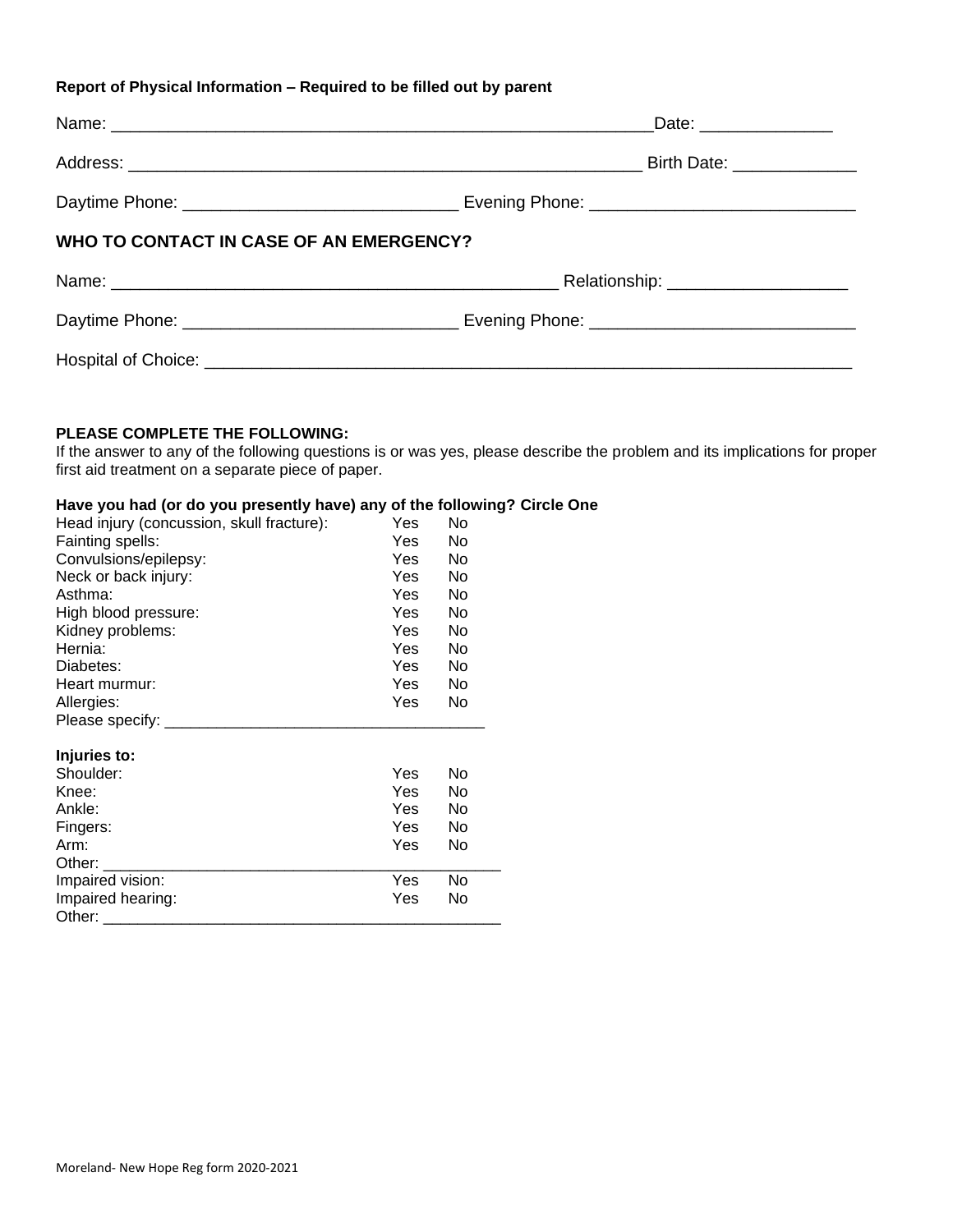**Report of Physical Information – Required to be filled out by parent**

Name: ___________________________________________________________Date: ______________

Address: ________________________________________________________ Birth Date: _____________

Daytime Phone: _____________________________ Evening Phone: ___________________________

## WHO TO CONTACT IN CASE OF AN EMERGENCY?

Name: ______________________________________________ Relationship: ___________________

Daytime Phone: _____________________________ Evening Phone: ___________________________

Hospital of Choice: _____________________________________________________________________

**PLEASE COMPLETE THE FOLLOWING:**

If the answer to any of the following questions is or was yes, please describe the problem and its implications for proper first aid treatment on a separate piece of paper.

**Have you had (or do you presently have) any of the following? Circle One**

| | | |
|---|---|---|
| Head injury (concussion, skull fracture): | Yes | No |
| Fainting spells: | Yes | No |
| Convulsions/epilepsy: | Yes | No |
| Neck or back injury: | Yes | No |
| Asthma: | Yes | No |
| High blood pressure: | Yes | No |
| Kidney problems: | Yes | No |
| Hernia: | Yes | No |
| Diabetes: | Yes | No |
| Heart murmur: | Yes | No |
| Allergies: | Yes | No |

Please specify: ____________________________________

**Injuries to:**

| | | |
|---|---|---|
| Shoulder: | Yes | No |
| Knee: | Yes | No |
| Ankle: | Yes | No |
| Fingers: | Yes | No |
| Arm: | Yes | No |

Other: _____________________________________________

| | | |
|---|---|---|
| Impaired vision: | Yes | No |
| Impaired hearing: | Yes | No |

Other: _____________________________________________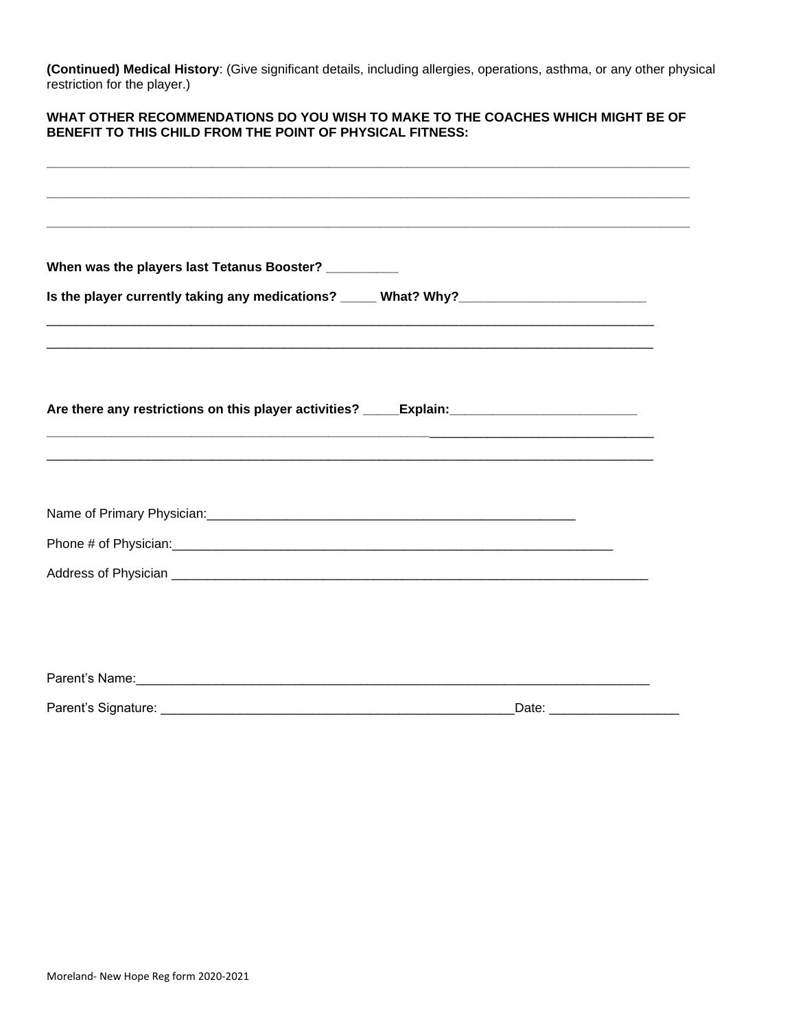**(Continued) Medical History**: (Give significant details, including allergies, operations, asthma, or any other physical restriction for the player.)

**WHAT OTHER RECOMMENDATIONS DO YOU WISH TO MAKE TO THE COACHES WHICH MIGHT BE OF BENEFIT TO THIS CHILD FROM THE POINT OF PHYSICAL FITNESS:**

______________________________________________________________________________

______________________________________________________________________________

______________________________________________________________________________

**When was the players last Tetanus Booster?** __________

**Is the player currently taking any medications?** _____ **What? Why?**__________________________

______________________________________________________________________________

______________________________________________________________________________

**Are there any restrictions on this player activities?** _____**Explain:**__________________________

______________________________________________________________________________

______________________________________________________________________________

Name of Primary Physician:_____________________________________________________

Phone # of Physician:_________________________________________________________

Address of Physician _________________________________________________________

Parent's Name:_____________________________________________________________

Parent's Signature: _________________________________________Date: __________________

Moreland- New Hope Reg form 2020-2021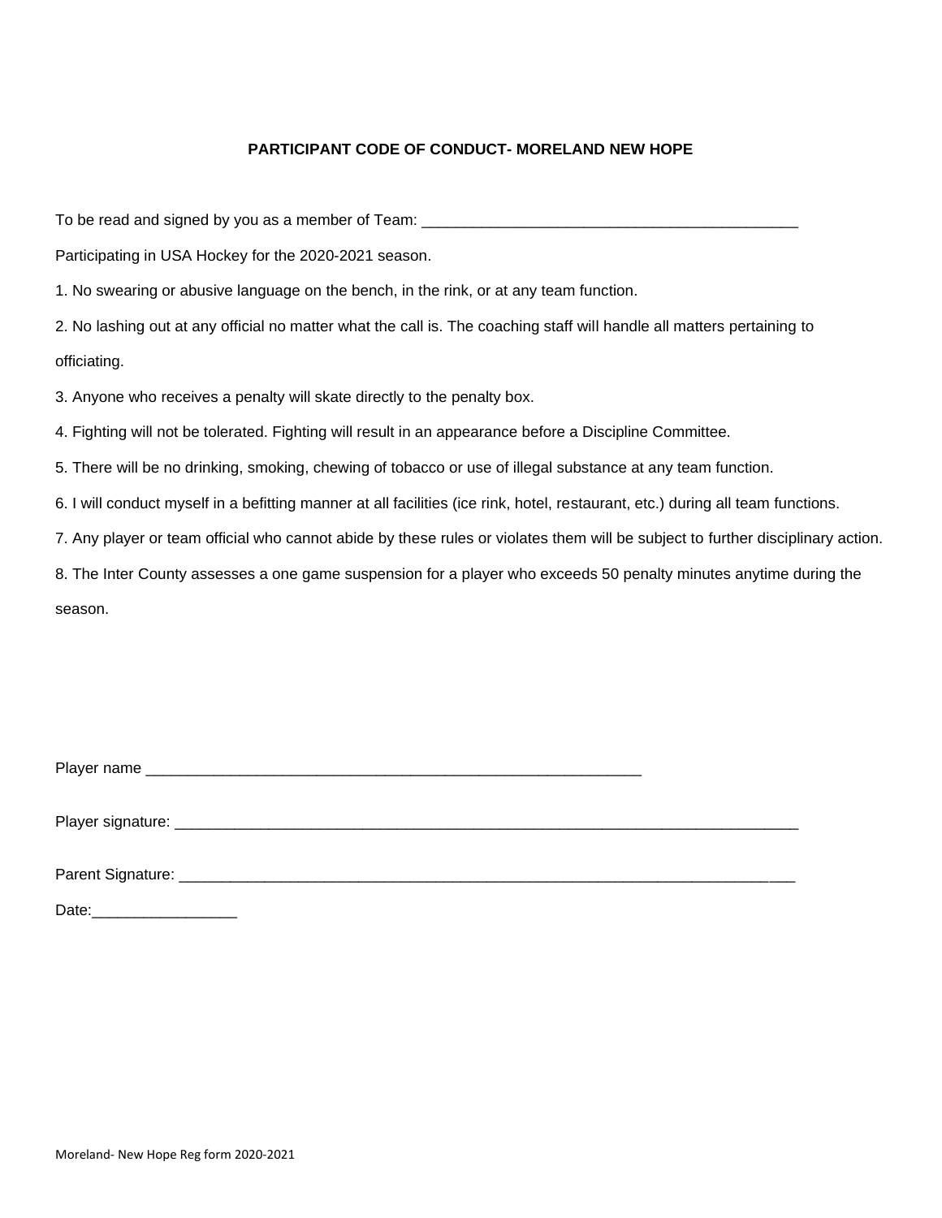**PARTICIPANT CODE OF CONDUCT- MORELAND NEW HOPE**

To be read and signed by you as a member of Team: ____________________________________________

Participating in USA Hockey for the 2020-2021 season.

1. No swearing or abusive language on the bench, in the rink, or at any team function.
2. No lashing out at any official no matter what the call is. The coaching staff will handle all matters pertaining to officiating.
3. Anyone who receives a penalty will skate directly to the penalty box.
4. Fighting will not be tolerated. Fighting will result in an appearance before a Discipline Committee.
5. There will be no drinking, smoking, chewing of tobacco or use of illegal substance at any team function.
6. I will conduct myself in a befitting manner at all facilities (ice rink, hotel, restaurant, etc.) during all team functions.
7. Any player or team official who cannot abide by these rules or violates them will be subject to further disciplinary action.
8. The Inter County assesses a one game suspension for a player who exceeds 50 penalty minutes anytime during the season.

Player name ____________________________________________________________

Player signature: ___________________________________________________________________________

Parent Signature: __________________________________________________________________________

Date:_________________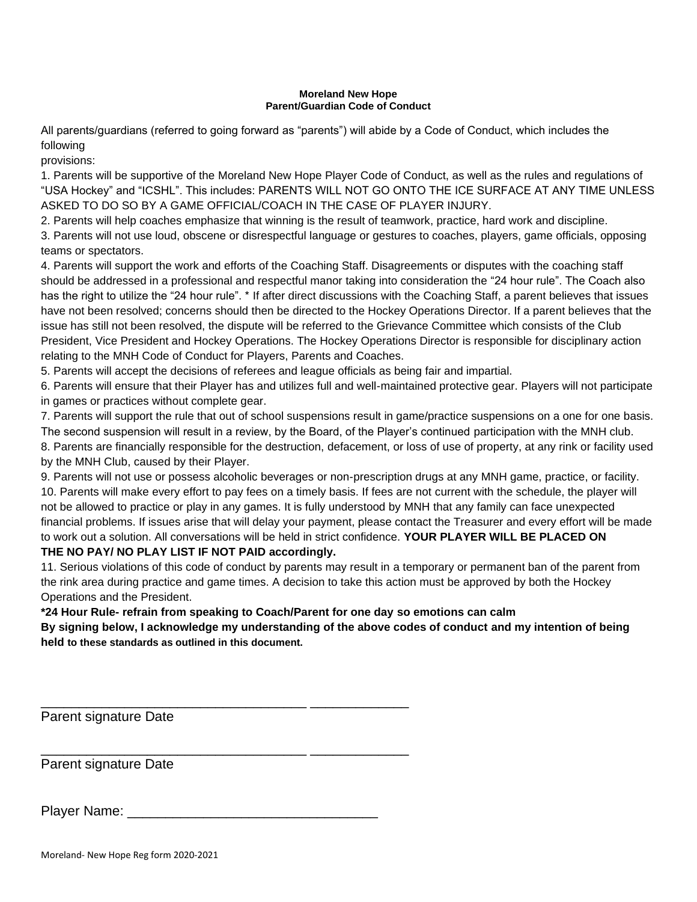**Moreland New Hope**
**Parent/Guardian Code of Conduct**

All parents/guardians (referred to going forward as "parents") will abide by a Code of Conduct, which includes the following
provisions:

1. Parents will be supportive of the Moreland New Hope Player Code of Conduct, as well as the rules and regulations of "USA Hockey" and "ICSHL". This includes: PARENTS WILL NOT GO ONTO THE ICE SURFACE AT ANY TIME UNLESS ASKED TO DO SO BY A GAME OFFICIAL/COACH IN THE CASE OF PLAYER INJURY.
2. Parents will help coaches emphasize that winning is the result of teamwork, practice, hard work and discipline.
3. Parents will not use loud, obscene or disrespectful language or gestures to coaches, players, game officials, opposing teams or spectators.
4. Parents will support the work and efforts of the Coaching Staff. Disagreements or disputes with the coaching staff should be addressed in a professional and respectful manor taking into consideration the "24 hour rule". The Coach also has the right to utilize the "24 hour rule". * If after direct discussions with the Coaching Staff, a parent believes that issues have not been resolved; concerns should then be directed to the Hockey Operations Director. If a parent believes that the issue has still not been resolved, the dispute will be referred to the Grievance Committee which consists of the Club President, Vice President and Hockey Operations. The Hockey Operations Director is responsible for disciplinary action relating to the MNH Code of Conduct for Players, Parents and Coaches.
5. Parents will accept the decisions of referees and league officials as being fair and impartial.
6. Parents will ensure that their Player has and utilizes full and well-maintained protective gear. Players will not participate in games or practices without complete gear.
7. Parents will support the rule that out of school suspensions result in game/practice suspensions on a one for one basis. The second suspension will result in a review, by the Board, of the Player's continued participation with the MNH club.
8. Parents are financially responsible for the destruction, defacement, or loss of use of property, at any rink or facility used by the MNH Club, caused by their Player.
9. Parents will not use or possess alcoholic beverages or non-prescription drugs at any MNH game, practice, or facility.
10. Parents will make every effort to pay fees on a timely basis. If fees are not current with the schedule, the player will not be allowed to practice or play in any games. It is fully understood by MNH that any family can face unexpected financial problems. If issues arise that will delay your payment, please contact the Treasurer and every effort will be made to work out a solution. All conversations will be held in strict confidence. **YOUR PLAYER WILL BE PLACED ON THE NO PAY/ NO PLAY LIST IF NOT PAID accordingly.**
11. Serious violations of this code of conduct by parents may result in a temporary or permanent ban of the parent from the rink area during practice and game times. A decision to take this action must be approved by both the Hockey Operations and the President.

**\*24 Hour Rule- refrain from speaking to Coach/Parent for one day so emotions can calm**

**By signing below, I acknowledge my understanding of the above codes of conduct and my intention of being held to these standards as outlined in this document.**

____________________________________ _____________
Parent signature Date

____________________________________ _____________
Parent signature Date

Player Name: _________________________________

Moreland- New Hope Reg form 2020-2021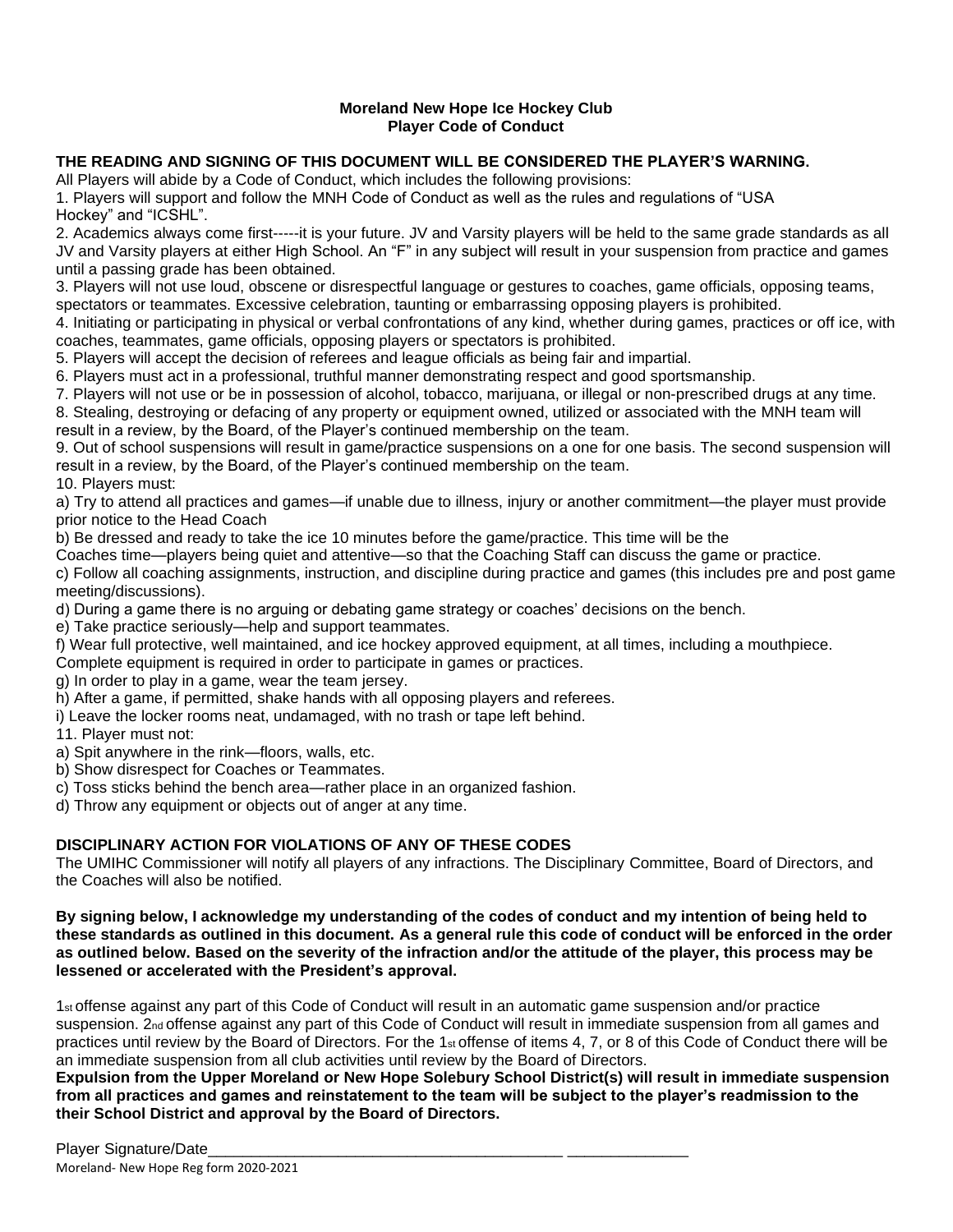**Moreland New Hope Ice Hockey Club**
**Player Code of Conduct**

**THE READING AND SIGNING OF THIS DOCUMENT WILL BE CONSIDERED THE PLAYER'S WARNING.**

All Players will abide by a Code of Conduct, which includes the following provisions:

1. Players will support and follow the MNH Code of Conduct as well as the rules and regulations of "USA Hockey" and "ICSHL".
2. Academics always come first-----it is your future. JV and Varsity players will be held to the same grade standards as all JV and Varsity players at either High School. An "F" in any subject will result in your suspension from practice and games until a passing grade has been obtained.
3. Players will not use loud, obscene or disrespectful language or gestures to coaches, game officials, opposing teams, spectators or teammates. Excessive celebration, taunting or embarrassing opposing players is prohibited.
4. Initiating or participating in physical or verbal confrontations of any kind, whether during games, practices or off ice, with coaches, teammates, game officials, opposing players or spectators is prohibited.
5. Players will accept the decision of referees and league officials as being fair and impartial.
6. Players must act in a professional, truthful manner demonstrating respect and good sportsmanship.
7. Players will not use or be in possession of alcohol, tobacco, marijuana, or illegal or non-prescribed drugs at any time.
8. Stealing, destroying or defacing of any property or equipment owned, utilized or associated with the MNH team will result in a review, by the Board, of the Player's continued membership on the team.
9. Out of school suspensions will result in game/practice suspensions on a one for one basis. The second suspension will result in a review, by the Board, of the Player's continued membership on the team.
10. Players must:
   a) Try to attend all practices and games—if unable due to illness, injury or another commitment—the player must provide prior notice to the Head Coach
   b) Be dressed and ready to take the ice 10 minutes before the game/practice. This time will be the Coaches time—players being quiet and attentive—so that the Coaching Staff can discuss the game or practice.
   c) Follow all coaching assignments, instruction, and discipline during practice and games (this includes pre and post game meeting/discussions).
   d) During a game there is no arguing or debating game strategy or coaches' decisions on the bench.
   e) Take practice seriously—help and support teammates.
   f) Wear full protective, well maintained, and ice hockey approved equipment, at all times, including a mouthpiece. Complete equipment is required in order to participate in games or practices.
   g) In order to play in a game, wear the team jersey.
   h) After a game, if permitted, shake hands with all opposing players and referees.
   i) Leave the locker rooms neat, undamaged, with no trash or tape left behind.
11. Player must not:
   a) Spit anywhere in the rink—floors, walls, etc.
   b) Show disrespect for Coaches or Teammates.
   c) Toss sticks behind the bench area—rather place in an organized fashion.
   d) Throw any equipment or objects out of anger at any time.

**DISCIPLINARY ACTION FOR VIOLATIONS OF ANY OF THESE CODES**

The UMIHC Commissioner will notify all players of any infractions. The Disciplinary Committee, Board of Directors, and the Coaches will also be notified.

**By signing below, I acknowledge my understanding of the codes of conduct and my intention of being held to these standards as outlined in this document. As a general rule this code of conduct will be enforced in the order as outlined below. Based on the severity of the infraction and/or the attitude of the player, this process may be lessened or accelerated with the President's approval.**

1st offense against any part of this Code of Conduct will result in an automatic game suspension and/or practice suspension. 2nd offense against any part of this Code of Conduct will result in immediate suspension from all games and practices until review by the Board of Directors. For the 1st offense of items 4, 7, or 8 of this Code of Conduct there will be an immediate suspension from all club activities until review by the Board of Directors.

**Expulsion from the Upper Moreland or New Hope Solebury School District(s) will result in immediate suspension from all practices and games and reinstatement to the team will be subject to the player's readmission to the their School District and approval by the Board of Directors.**

Player Signature/Date__________________________________________ ______________

Moreland- New Hope Reg form 2020-2021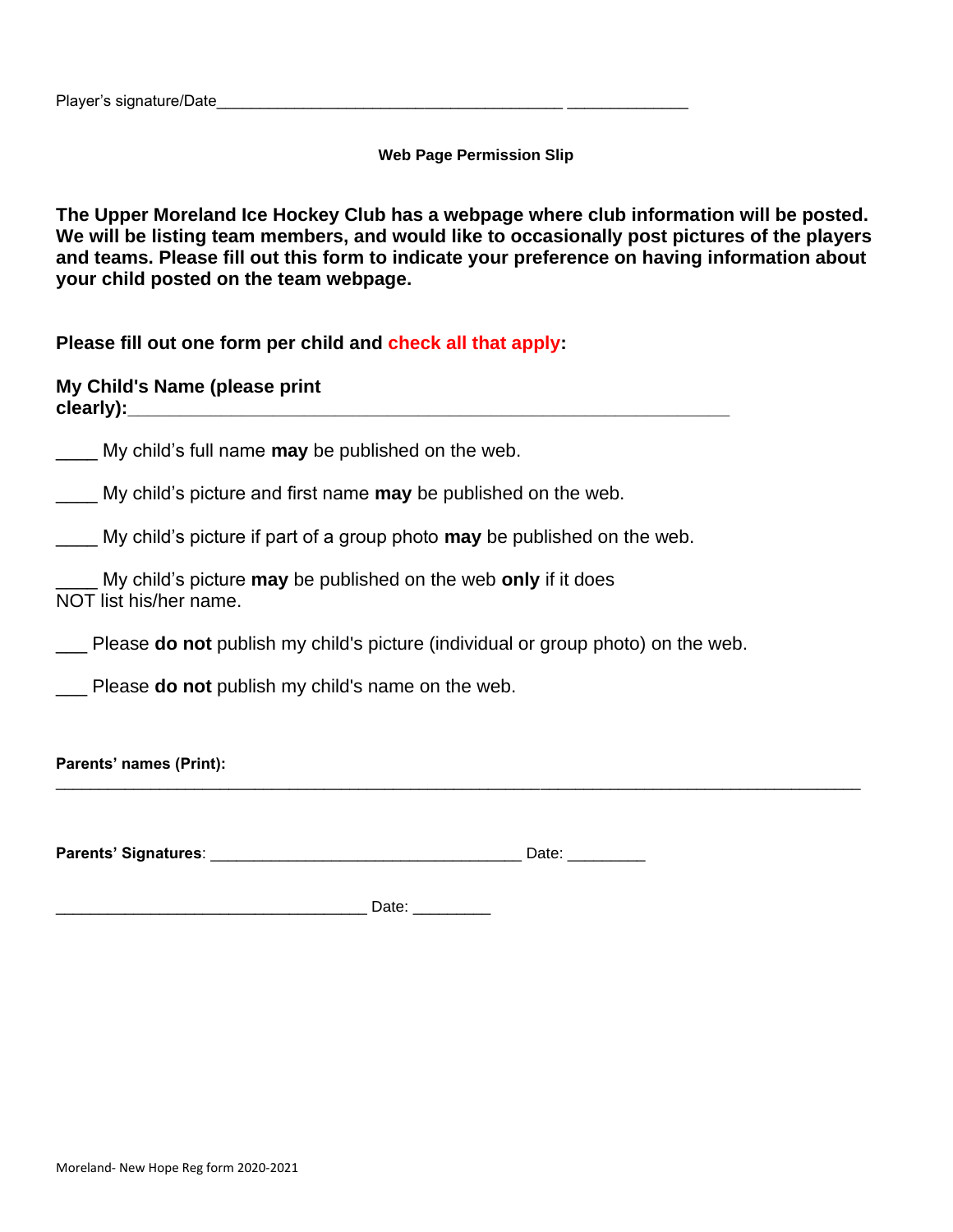Player's signature/Date_______________________________________ _____________

## Web Page Permission Slip

**The Upper Moreland Ice Hockey Club has a webpage where club information will be posted. We will be listing team members, and would like to occasionally post pictures of the players and teams. Please fill out this form to indicate your preference on having information about your child posted on the team webpage.**

**Please fill out one form per child and check all that apply:**

**My Child's Name (please print clearly):**_____________________________________________________

____ My child's full name **may** be published on the web.

____ My child's picture and first name **may** be published on the web.

____ My child's picture if part of a group photo **may** be published on the web.

____ My child's picture **may** be published on the web **only** if it does NOT list his/her name.

___ Please **do not** publish my child's picture (individual or group photo) on the web.

___ Please **do not** publish my child's name on the web.

**Parents' names (Print):**
_____________________________________________________________________________

**Parents' Signatures**: ___________________________________ Date: _________

___________________________________ Date: _________

Moreland- New Hope Reg form 2020-2021